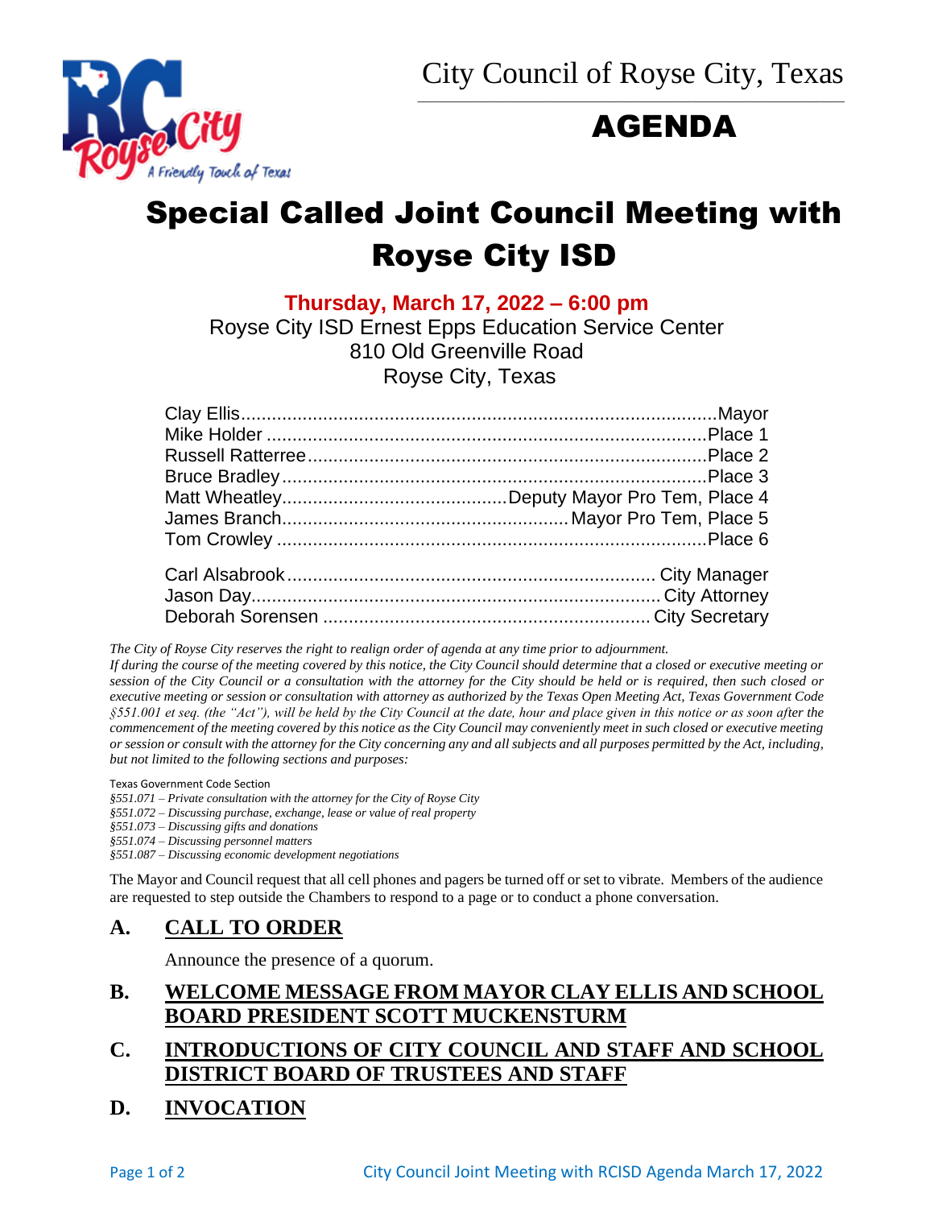City Council of Royse City, Texas

# AGENDA

# Special Called Joint Council Meeting with Royse City ISD

**Thursday, March 17, 2022 – 6:00 pm**

Royse City ISD Ernest Epps Education Service Center
810 Old Greenville Road
Royse City, Texas

| | |
|---|---|
| Clay Ellis | Mayor |
| Mike Holder | Place 1 |
| Russell Ratterree | Place 2 |
| Bruce Bradley | Place 3 |
| Matt Wheatley | Deputy Mayor Pro Tem, Place 4 |
| James Branch | Mayor Pro Tem, Place 5 |
| Tom Crowley | Place 6 |
| Carl Alsabrook | City Manager |
| Jason Day | City Attorney |
| Deborah Sorensen | City Secretary |

*The City of Royse City reserves the right to realign order of agenda at any time prior to adjournment.*

*If during the course of the meeting covered by this notice, the City Council should determine that a closed or executive meeting or session of the City Council or a consultation with the attorney for the City should be held or is required, then such closed or executive meeting or session or consultation with attorney as authorized by the Texas Open Meeting Act, Texas Government Code §551.001 et seq. (the "Act"), will be held by the City Council at the date, hour and place given in this notice or as soon after the commencement of the meeting covered by this notice as the City Council may conveniently meet in such closed or executive meeting or session or consult with the attorney for the City concerning any and all subjects and all purposes permitted by the Act, including, but not limited to the following sections and purposes:*

Texas Government Code Section
*§551.071 – Private consultation with the attorney for the City of Royse City*
*§551.072 – Discussing purchase, exchange, lease or value of real property*
*§551.073 – Discussing gifts and donations*
*§551.074 – Discussing personnel matters*
*§551.087 – Discussing economic development negotiations*

The Mayor and Council request that all cell phones and pagers be turned off or set to vibrate. Members of the audience are requested to step outside the Chambers to respond to a page or to conduct a phone conversation.

## A. CALL TO ORDER

Announce the presence of a quorum.

## B. WELCOME MESSAGE FROM MAYOR CLAY ELLIS AND SCHOOL BOARD PRESIDENT SCOTT MUCKENSTURM

## C. INTRODUCTIONS OF CITY COUNCIL AND STAFF AND SCHOOL DISTRICT BOARD OF TRUSTEES AND STAFF

## D. INVOCATION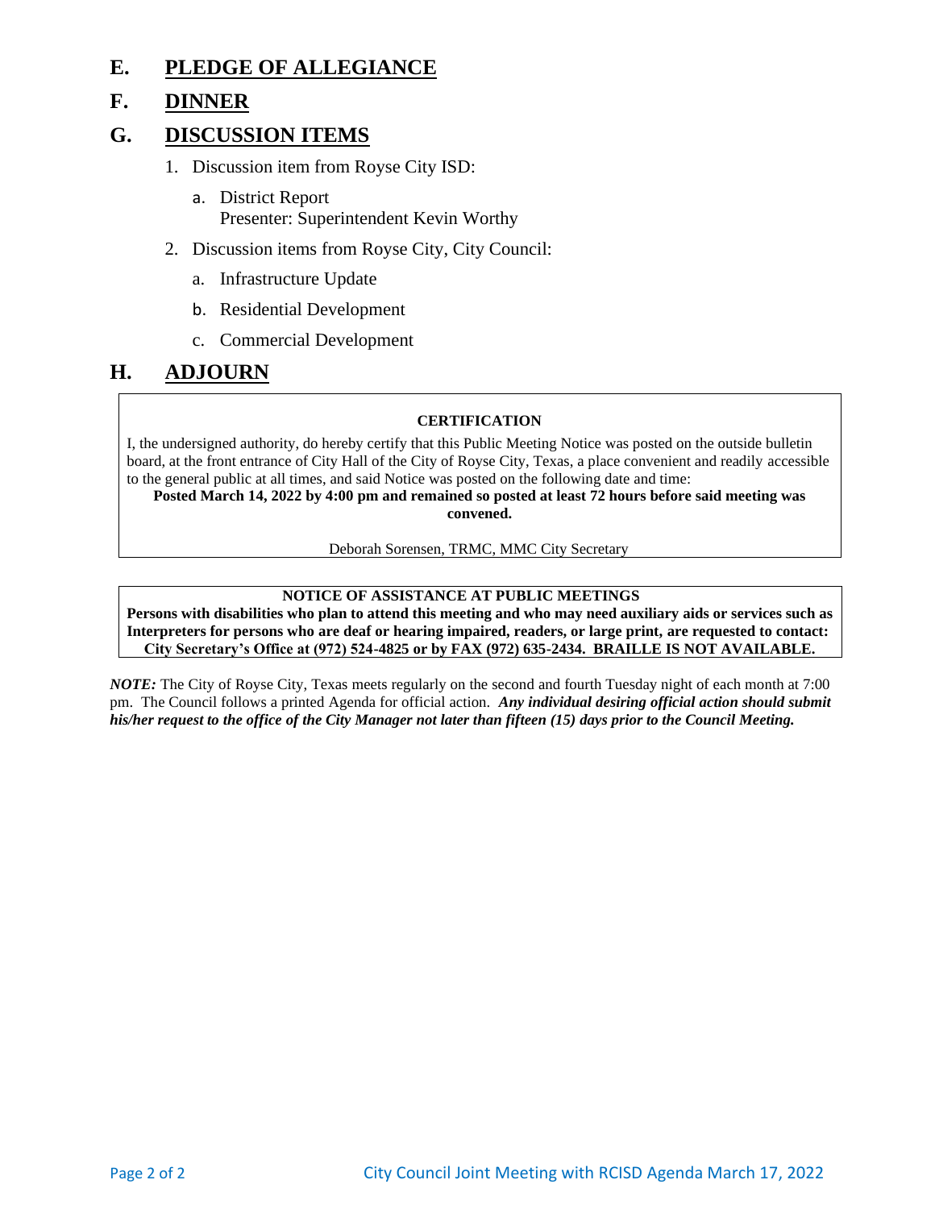## E. PLEDGE OF ALLEGIANCE

## F. DINNER

## G. DISCUSSION ITEMS

1. Discussion item from Royse City ISD:
   a. District Report
      Presenter: Superintendent Kevin Worthy
2. Discussion items from Royse City, City Council:
   a. Infrastructure Update
   b. Residential Development
   c. Commercial Development

## H. ADJOURN

**CERTIFICATION**

I, the undersigned authority, do hereby certify that this Public Meeting Notice was posted on the outside bulletin board, at the front entrance of City Hall of the City of Royse City, Texas, a place convenient and readily accessible to the general public at all times, and said Notice was posted on the following date and time:

**Posted March 14, 2022 by 4:00 pm and remained so posted at least 72 hours before said meeting was convened.**

Deborah Sorensen, TRMC, MMC City Secretary

**NOTICE OF ASSISTANCE AT PUBLIC MEETINGS**

**Persons with disabilities who plan to attend this meeting and who may need auxiliary aids or services such as Interpreters for persons who are deaf or hearing impaired, readers, or large print, are requested to contact: City Secretary's Office at (972) 524-4825 or by FAX (972) 635-2434. BRAILLE IS NOT AVAILABLE.**

***NOTE:*** The City of Royse City, Texas meets regularly on the second and fourth Tuesday night of each month at 7:00 pm. The Council follows a printed Agenda for official action. ***Any individual desiring official action should submit his/her request to the office of the City Manager not later than fifteen (15) days prior to the Council Meeting.***